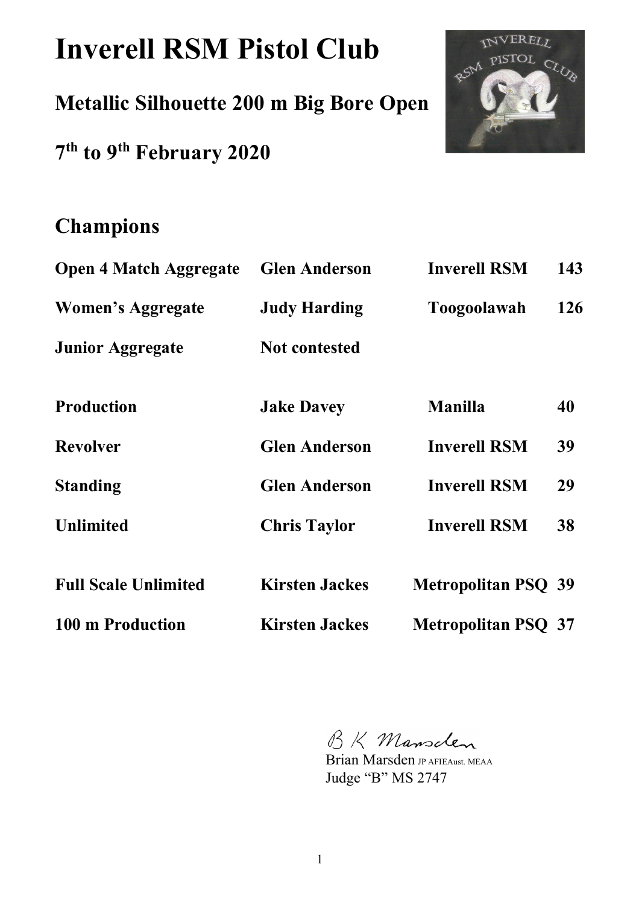# Inverell RSM Pistol Club

## Metallic Silhouette 200 m Big Bore Open

## 7th to 9th February 2020

## Champions

| | | | |
|---|---|---|---|
| **Open 4 Match Aggregate** | **Glen Anderson** | **Inverell RSM** | **143** |
| **Women's Aggregate** | **Judy Harding** | **Toogoolawah** | **126** |
| **Junior Aggregate** | **Not contested** | | |
| | | | |
| **Production** | **Jake Davey** | **Manilla** | **40** |
| **Revolver** | **Glen Anderson** | **Inverell RSM** | **39** |
| **Standing** | **Glen Anderson** | **Inverell RSM** | **29** |
| **Unlimited** | **Chris Taylor** | **Inverell RSM** | **38** |
| | | | |
| **Full Scale Unlimited** | **Kirsten Jackes** | **Metropolitan PSQ** | **39** |
| **100 m Production** | **Kirsten Jackes** | **Metropolitan PSQ** | **37** |

B K Marsden

Brian Marsden JP AFIEAust. MEAA
Judge "B" MS 2747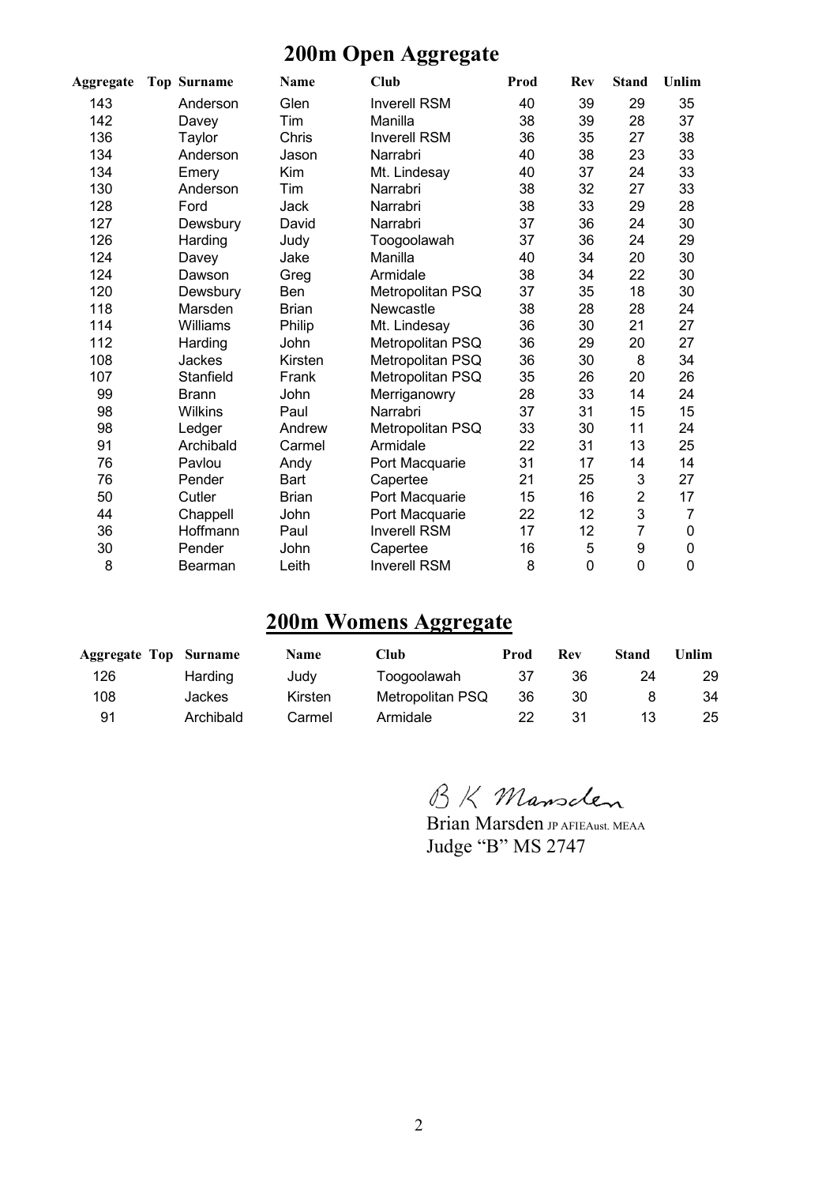# 200m Open Aggregate

| Aggregate | Top | Surname | Name | Club | Prod | Rev | Stand | Unlim |
|---|---|---|---|---|---|---|---|---|
| 143 | | Anderson | Glen | Inverell RSM | 40 | 39 | 29 | 35 |
| 142 | | Davey | Tim | Manilla | 38 | 39 | 28 | 37 |
| 136 | | Taylor | Chris | Inverell RSM | 36 | 35 | 27 | 38 |
| 134 | | Anderson | Jason | Narrabri | 40 | 38 | 23 | 33 |
| 134 | | Emery | Kim | Mt. Lindesay | 40 | 37 | 24 | 33 |
| 130 | | Anderson | Tim | Narrabri | 38 | 32 | 27 | 33 |
| 128 | | Ford | Jack | Narrabri | 38 | 33 | 29 | 28 |
| 127 | | Dewsbury | David | Narrabri | 37 | 36 | 24 | 30 |
| 126 | | Harding | Judy | Toogoolawah | 37 | 36 | 24 | 29 |
| 124 | | Davey | Jake | Manilla | 40 | 34 | 20 | 30 |
| 124 | | Dawson | Greg | Armidale | 38 | 34 | 22 | 30 |
| 120 | | Dewsbury | Ben | Metropolitan PSQ | 37 | 35 | 18 | 30 |
| 118 | | Marsden | Brian | Newcastle | 38 | 28 | 28 | 24 |
| 114 | | Williams | Philip | Mt. Lindesay | 36 | 30 | 21 | 27 |
| 112 | | Harding | John | Metropolitan PSQ | 36 | 29 | 20 | 27 |
| 108 | | Jackes | Kirsten | Metropolitan PSQ | 36 | 30 | 8 | 34 |
| 107 | | Stanfield | Frank | Metropolitan PSQ | 35 | 26 | 20 | 26 |
| 99 | | Brann | John | Merriganowry | 28 | 33 | 14 | 24 |
| 98 | | Wilkins | Paul | Narrabri | 37 | 31 | 15 | 15 |
| 98 | | Ledger | Andrew | Metropolitan PSQ | 33 | 30 | 11 | 24 |
| 91 | | Archibald | Carmel | Armidale | 22 | 31 | 13 | 25 |
| 76 | | Pavlou | Andy | Port Macquarie | 31 | 17 | 14 | 14 |
| 76 | | Pender | Bart | Capertee | 21 | 25 | 3 | 27 |
| 50 | | Cutler | Brian | Port Macquarie | 15 | 16 | 2 | 17 |
| 44 | | Chappell | John | Port Macquarie | 22 | 12 | 3 | 7 |
| 36 | | Hoffmann | Paul | Inverell RSM | 17 | 12 | 7 | 0 |
| 30 | | Pender | John | Capertee | 16 | 5 | 9 | 0 |
| 8 | | Bearman | Leith | Inverell RSM | 8 | 0 | 0 | 0 |

# 200m Womens Aggregate

| Aggregate | Top | Surname | Name | Club | Prod | Rev | Stand | Unlim |
|---|---|---|---|---|---|---|---|---|
| 126 | | Harding | Judy | Toogoolawah | 37 | 36 | 24 | 29 |
| 108 | | Jackes | Kirsten | Metropolitan PSQ | 36 | 30 | 8 | 34 |
| 91 | | Archibald | Carmel | Armidale | 22 | 31 | 13 | 25 |

B K Marsden

Brian Marsden JP AFIEAust. MEAA
Judge "B" MS 2747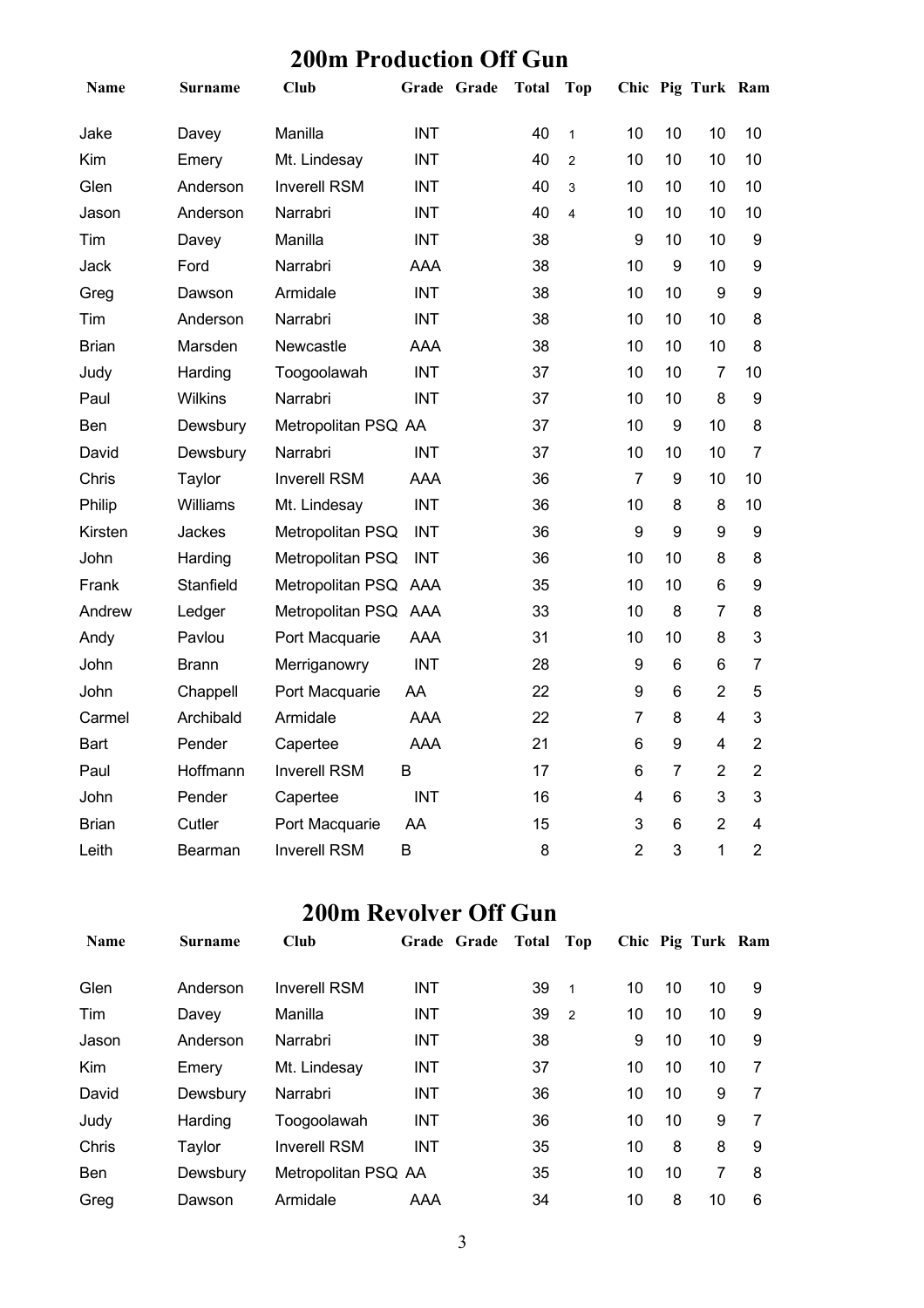## 200m Production Off Gun

| Name | Surname | Club | Grade | Grade | Total | Top | Chic | Pig | Turk | Ram |
|---|---|---|---|---|---|---|---|---|---|---|
| Jake | Davey | Manilla | INT | | 40 | 1 | 10 | 10 | 10 | 10 |
| Kim | Emery | Mt. Lindesay | INT | | 40 | 2 | 10 | 10 | 10 | 10 |
| Glen | Anderson | Inverell RSM | INT | | 40 | 3 | 10 | 10 | 10 | 10 |
| Jason | Anderson | Narrabri | INT | | 40 | 4 | 10 | 10 | 10 | 10 |
| Tim | Davey | Manilla | INT | | 38 | | 9 | 10 | 10 | 9 |
| Jack | Ford | Narrabri | AAA | | 38 | | 10 | 9 | 10 | 9 |
| Greg | Dawson | Armidale | INT | | 38 | | 10 | 10 | 9 | 9 |
| Tim | Anderson | Narrabri | INT | | 38 | | 10 | 10 | 10 | 8 |
| Brian | Marsden | Newcastle | AAA | | 38 | | 10 | 10 | 10 | 8 |
| Judy | Harding | Toogoolawah | INT | | 37 | | 10 | 10 | 7 | 10 |
| Paul | Wilkins | Narrabri | INT | | 37 | | 10 | 10 | 8 | 9 |
| Ben | Dewsbury | Metropolitan PSQ | AA | | 37 | | 10 | 9 | 10 | 8 |
| David | Dewsbury | Narrabri | INT | | 37 | | 10 | 10 | 10 | 7 |
| Chris | Taylor | Inverell RSM | AAA | | 36 | | 7 | 9 | 10 | 10 |
| Philip | Williams | Mt. Lindesay | INT | | 36 | | 10 | 8 | 8 | 10 |
| Kirsten | Jackes | Metropolitan PSQ | INT | | 36 | | 9 | 9 | 9 | 9 |
| John | Harding | Metropolitan PSQ | INT | | 36 | | 10 | 10 | 8 | 8 |
| Frank | Stanfield | Metropolitan PSQ | AAA | | 35 | | 10 | 10 | 6 | 9 |
| Andrew | Ledger | Metropolitan PSQ | AAA | | 33 | | 10 | 8 | 7 | 8 |
| Andy | Pavlou | Port Macquarie | AAA | | 31 | | 10 | 10 | 8 | 3 |
| John | Brann | Merriganowry | INT | | 28 | | 9 | 6 | 6 | 7 |
| John | Chappell | Port Macquarie | AA | | 22 | | 9 | 6 | 2 | 5 |
| Carmel | Archibald | Armidale | AAA | | 22 | | 7 | 8 | 4 | 3 |
| Bart | Pender | Capertee | AAA | | 21 | | 6 | 9 | 4 | 2 |
| Paul | Hoffmann | Inverell RSM | B | | 17 | | 6 | 7 | 2 | 2 |
| John | Pender | Capertee | INT | | 16 | | 4 | 6 | 3 | 3 |
| Brian | Cutler | Port Macquarie | AA | | 15 | | 3 | 6 | 2 | 4 |
| Leith | Bearman | Inverell RSM | B | | 8 | | 2 | 3 | 1 | 2 |

## 200m Revolver Off Gun

| Name | Surname | Club | Grade | Grade | Total | Top | Chic | Pig | Turk | Ram |
|---|---|---|---|---|---|---|---|---|---|---|
| Glen | Anderson | Inverell RSM | INT | | 39 | 1 | 10 | 10 | 10 | 9 |
| Tim | Davey | Manilla | INT | | 39 | 2 | 10 | 10 | 10 | 9 |
| Jason | Anderson | Narrabri | INT | | 38 | | 9 | 10 | 10 | 9 |
| Kim | Emery | Mt. Lindesay | INT | | 37 | | 10 | 10 | 10 | 7 |
| David | Dewsbury | Narrabri | INT | | 36 | | 10 | 10 | 9 | 7 |
| Judy | Harding | Toogoolawah | INT | | 36 | | 10 | 10 | 9 | 7 |
| Chris | Taylor | Inverell RSM | INT | | 35 | | 10 | 8 | 8 | 9 |
| Ben | Dewsbury | Metropolitan PSQ | AA | | 35 | | 10 | 10 | 7 | 8 |
| Greg | Dawson | Armidale | AAA | | 34 | | 10 | 8 | 10 | 6 |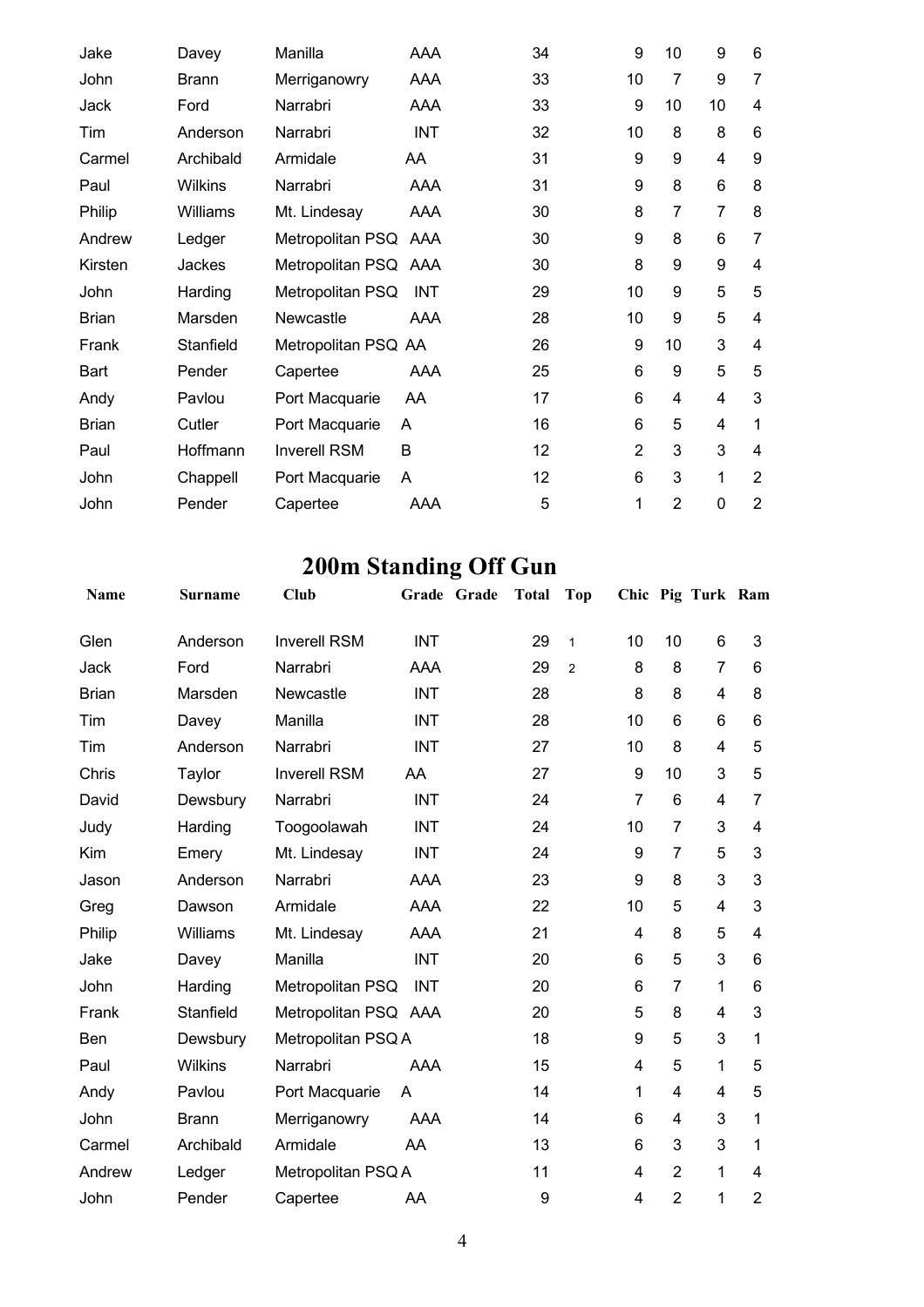| | | | | | | | | | |
|---|---|---|---|---|---|---|---|---|---|
| Jake | Davey | Manilla | AAA | | 34 | 9 | 10 | 9 | 6 |
| John | Brann | Merriganowry | AAA | | 33 | 10 | 7 | 9 | 7 |
| Jack | Ford | Narrabri | AAA | | 33 | 9 | 10 | 10 | 4 |
| Tim | Anderson | Narrabri | INT | | 32 | 10 | 8 | 8 | 6 |
| Carmel | Archibald | Armidale | AA | | 31 | 9 | 9 | 4 | 9 |
| Paul | Wilkins | Narrabri | AAA | | 31 | 9 | 8 | 6 | 8 |
| Philip | Williams | Mt. Lindesay | AAA | | 30 | 8 | 7 | 7 | 8 |
| Andrew | Ledger | Metropolitan PSQ | AAA | | 30 | 9 | 8 | 6 | 7 |
| Kirsten | Jackes | Metropolitan PSQ | AAA | | 30 | 8 | 9 | 9 | 4 |
| John | Harding | Metropolitan PSQ | INT | | 29 | 10 | 9 | 5 | 5 |
| Brian | Marsden | Newcastle | AAA | | 28 | 10 | 9 | 5 | 4 |
| Frank | Stanfield | Metropolitan PSQ | AA | | 26 | 9 | 10 | 3 | 4 |
| Bart | Pender | Capertee | AAA | | 25 | 6 | 9 | 5 | 5 |
| Andy | Pavlou | Port Macquarie | AA | | 17 | 6 | 4 | 4 | 3 |
| Brian | Cutler | Port Macquarie | A | | 16 | 6 | 5 | 4 | 1 |
| Paul | Hoffmann | Inverell RSM | B | | 12 | 2 | 3 | 3 | 4 |
| John | Chappell | Port Macquarie | A | | 12 | 6 | 3 | 1 | 2 |
| John | Pender | Capertee | AAA | | 5 | 1 | 2 | 0 | 2 |

# 200m Standing Off Gun

| Name | Surname | Club | Grade | Grade | Total | Top | Chic | Pig | Turk | Ram |
|---|---|---|---|---|---|---|---|---|---|---|
| Glen | Anderson | Inverell RSM | INT | | 29 | 1 | 10 | 10 | 6 | 3 |
| Jack | Ford | Narrabri | AAA | | 29 | 2 | 8 | 8 | 7 | 6 |
| Brian | Marsden | Newcastle | INT | | 28 | | 8 | 8 | 4 | 8 |
| Tim | Davey | Manilla | INT | | 28 | | 10 | 6 | 6 | 6 |
| Tim | Anderson | Narrabri | INT | | 27 | | 10 | 8 | 4 | 5 |
| Chris | Taylor | Inverell RSM | AA | | 27 | | 9 | 10 | 3 | 5 |
| David | Dewsbury | Narrabri | INT | | 24 | | 7 | 6 | 4 | 7 |
| Judy | Harding | Toogoolawah | INT | | 24 | | 10 | 7 | 3 | 4 |
| Kim | Emery | Mt. Lindesay | INT | | 24 | | 9 | 7 | 5 | 3 |
| Jason | Anderson | Narrabri | AAA | | 23 | | 9 | 8 | 3 | 3 |
| Greg | Dawson | Armidale | AAA | | 22 | | 10 | 5 | 4 | 3 |
| Philip | Williams | Mt. Lindesay | AAA | | 21 | | 4 | 8 | 5 | 4 |
| Jake | Davey | Manilla | INT | | 20 | | 6 | 5 | 3 | 6 |
| John | Harding | Metropolitan PSQ | INT | | 20 | | 6 | 7 | 1 | 6 |
| Frank | Stanfield | Metropolitan PSQ | AAA | | 20 | | 5 | 8 | 4 | 3 |
| Ben | Dewsbury | Metropolitan PSQ | A | | 18 | | 9 | 5 | 3 | 1 |
| Paul | Wilkins | Narrabri | AAA | | 15 | | 4 | 5 | 1 | 5 |
| Andy | Pavlou | Port Macquarie | A | | 14 | | 1 | 4 | 4 | 5 |
| John | Brann | Merriganowry | AAA | | 14 | | 6 | 4 | 3 | 1 |
| Carmel | Archibald | Armidale | AA | | 13 | | 6 | 3 | 3 | 1 |
| Andrew | Ledger | Metropolitan PSQ | A | | 11 | | 4 | 2 | 1 | 4 |
| John | Pender | Capertee | AA | | 9 | | 4 | 2 | 1 | 2 |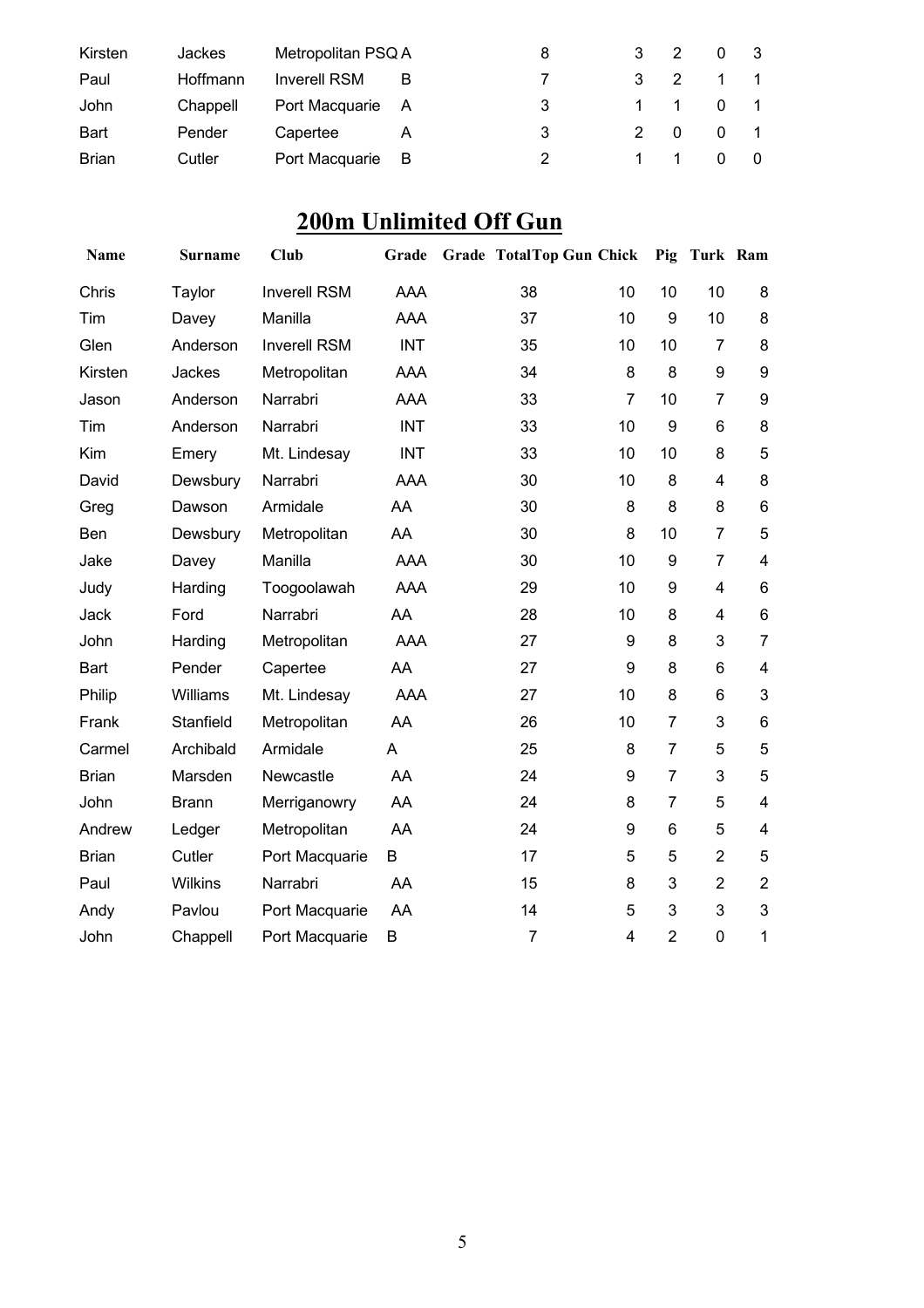| | | | | | | | | |
|---|---|---|---|---|---|---|---|---|
| Kirsten | Jackes | Metropolitan PSQ | A | 8 | 3 | 2 | 0 | 3 |
| Paul | Hoffmann | Inverell RSM | B | 7 | 3 | 2 | 1 | 1 |
| John | Chappell | Port Macquarie | A | 3 | 1 | 1 | 0 | 1 |
| Bart | Pender | Capertee | A | 3 | 2 | 0 | 0 | 1 |
| Brian | Cutler | Port Macquarie | B | 2 | 1 | 1 | 0 | 0 |

## 200m Unlimited Off Gun

| Name | Surname | Club | Grade | Grade | Total | Top Gun | Chick | Pig | Turk | Ram |
|---|---|---|---|---|---|---|---|---|---|---|
| Chris | Taylor | Inverell RSM | AAA | | 38 | | 10 | 10 | 10 | 8 |
| Tim | Davey | Manilla | AAA | | 37 | | 10 | 9 | 10 | 8 |
| Glen | Anderson | Inverell RSM | INT | | 35 | | 10 | 10 | 7 | 8 |
| Kirsten | Jackes | Metropolitan | AAA | | 34 | | 8 | 8 | 9 | 9 |
| Jason | Anderson | Narrabri | AAA | | 33 | | 7 | 10 | 7 | 9 |
| Tim | Anderson | Narrabri | INT | | 33 | | 10 | 9 | 6 | 8 |
| Kim | Emery | Mt. Lindesay | INT | | 33 | | 10 | 10 | 8 | 5 |
| David | Dewsbury | Narrabri | AAA | | 30 | | 10 | 8 | 4 | 8 |
| Greg | Dawson | Armidale | AA | | 30 | | 8 | 8 | 8 | 6 |
| Ben | Dewsbury | Metropolitan | AA | | 30 | | 8 | 10 | 7 | 5 |
| Jake | Davey | Manilla | AAA | | 30 | | 10 | 9 | 7 | 4 |
| Judy | Harding | Toogoolawah | AAA | | 29 | | 10 | 9 | 4 | 6 |
| Jack | Ford | Narrabri | AA | | 28 | | 10 | 8 | 4 | 6 |
| John | Harding | Metropolitan | AAA | | 27 | | 9 | 8 | 3 | 7 |
| Bart | Pender | Capertee | AA | | 27 | | 9 | 8 | 6 | 4 |
| Philip | Williams | Mt. Lindesay | AAA | | 27 | | 10 | 8 | 6 | 3 |
| Frank | Stanfield | Metropolitan | AA | | 26 | | 10 | 7 | 3 | 6 |
| Carmel | Archibald | Armidale | A | | 25 | | 8 | 7 | 5 | 5 |
| Brian | Marsden | Newcastle | AA | | 24 | | 9 | 7 | 3 | 5 |
| John | Brann | Merriganowry | AA | | 24 | | 8 | 7 | 5 | 4 |
| Andrew | Ledger | Metropolitan | AA | | 24 | | 9 | 6 | 5 | 4 |
| Brian | Cutler | Port Macquarie | B | | 17 | | 5 | 5 | 2 | 5 |
| Paul | Wilkins | Narrabri | AA | | 15 | | 8 | 3 | 2 | 2 |
| Andy | Pavlou | Port Macquarie | AA | | 14 | | 5 | 3 | 3 | 3 |
| John | Chappell | Port Macquarie | B | | 7 | | 4 | 2 | 0 | 1 |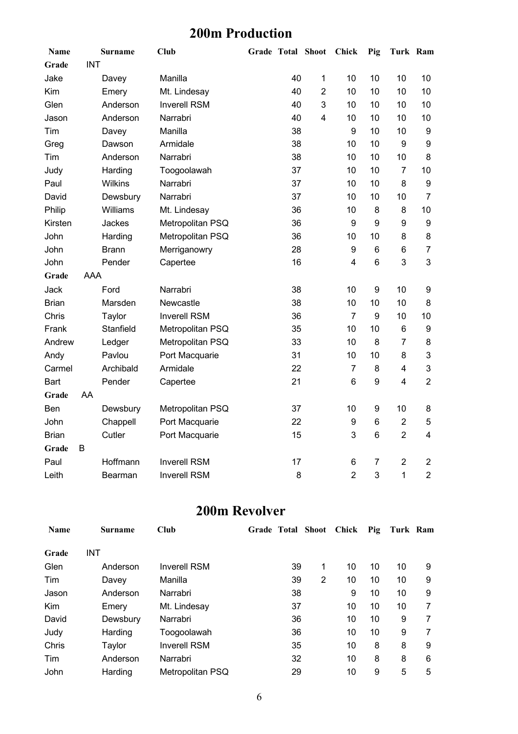## 200m Production

| Name | Surname | Club | Grade | Total | Shoot | Chick | Pig | Turk | Ram |
|---|---|---|---|---|---|---|---|---|---|
| **Grade** | INT | | | | | | | | |
| Jake | Davey | Manilla | | 40 | 1 | 10 | 10 | 10 | 10 |
| Kim | Emery | Mt. Lindesay | | 40 | 2 | 10 | 10 | 10 | 10 |
| Glen | Anderson | Inverell RSM | | 40 | 3 | 10 | 10 | 10 | 10 |
| Jason | Anderson | Narrabri | | 40 | 4 | 10 | 10 | 10 | 10 |
| Tim | Davey | Manilla | | 38 | | 9 | 10 | 10 | 9 |
| Greg | Dawson | Armidale | | 38 | | 10 | 10 | 9 | 9 |
| Tim | Anderson | Narrabri | | 38 | | 10 | 10 | 10 | 8 |
| Judy | Harding | Toogoolawah | | 37 | | 10 | 10 | 7 | 10 |
| Paul | Wilkins | Narrabri | | 37 | | 10 | 10 | 8 | 9 |
| David | Dewsbury | Narrabri | | 37 | | 10 | 10 | 10 | 7 |
| Philip | Williams | Mt. Lindesay | | 36 | | 10 | 8 | 8 | 10 |
| Kirsten | Jackes | Metropolitan PSQ | | 36 | | 9 | 9 | 9 | 9 |
| John | Harding | Metropolitan PSQ | | 36 | | 10 | 10 | 8 | 8 |
| John | Brann | Merriganowry | | 28 | | 9 | 6 | 6 | 7 |
| John | Pender | Capertee | | 16 | | 4 | 6 | 3 | 3 |
| **Grade** | AAA | | | | | | | | |
| Jack | Ford | Narrabri | | 38 | | 10 | 9 | 10 | 9 |
| Brian | Marsden | Newcastle | | 38 | | 10 | 10 | 10 | 8 |
| Chris | Taylor | Inverell RSM | | 36 | | 7 | 9 | 10 | 10 |
| Frank | Stanfield | Metropolitan PSQ | | 35 | | 10 | 10 | 6 | 9 |
| Andrew | Ledger | Metropolitan PSQ | | 33 | | 10 | 8 | 7 | 8 |
| Andy | Pavlou | Port Macquarie | | 31 | | 10 | 10 | 8 | 3 |
| Carmel | Archibald | Armidale | | 22 | | 7 | 8 | 4 | 3 |
| Bart | Pender | Capertee | | 21 | | 6 | 9 | 4 | 2 |
| **Grade** | AA | | | | | | | | |
| Ben | Dewsbury | Metropolitan PSQ | | 37 | | 10 | 9 | 10 | 8 |
| John | Chappell | Port Macquarie | | 22 | | 9 | 6 | 2 | 5 |
| Brian | Cutler | Port Macquarie | | 15 | | 3 | 6 | 2 | 4 |
| **Grade** | B | | | | | | | | |
| Paul | Hoffmann | Inverell RSM | | 17 | | 6 | 7 | 2 | 2 |
| Leith | Bearman | Inverell RSM | | 8 | | 2 | 3 | 1 | 2 |

## 200m Revolver

| Name | Surname | Club | Grade | Total | Shoot | Chick | Pig | Turk | Ram |
|---|---|---|---|---|---|---|---|---|---|
| **Grade** | INT | | | | | | | | |
| Glen | Anderson | Inverell RSM | | 39 | 1 | 10 | 10 | 10 | 9 |
| Tim | Davey | Manilla | | 39 | 2 | 10 | 10 | 10 | 9 |
| Jason | Anderson | Narrabri | | 38 | | 9 | 10 | 10 | 9 |
| Kim | Emery | Mt. Lindesay | | 37 | | 10 | 10 | 10 | 7 |
| David | Dewsbury | Narrabri | | 36 | | 10 | 10 | 9 | 7 |
| Judy | Harding | Toogoolawah | | 36 | | 10 | 10 | 9 | 7 |
| Chris | Taylor | Inverell RSM | | 35 | | 10 | 8 | 8 | 9 |
| Tim | Anderson | Narrabri | | 32 | | 10 | 8 | 8 | 6 |
| John | Harding | Metropolitan PSQ | | 29 | | 10 | 9 | 5 | 5 |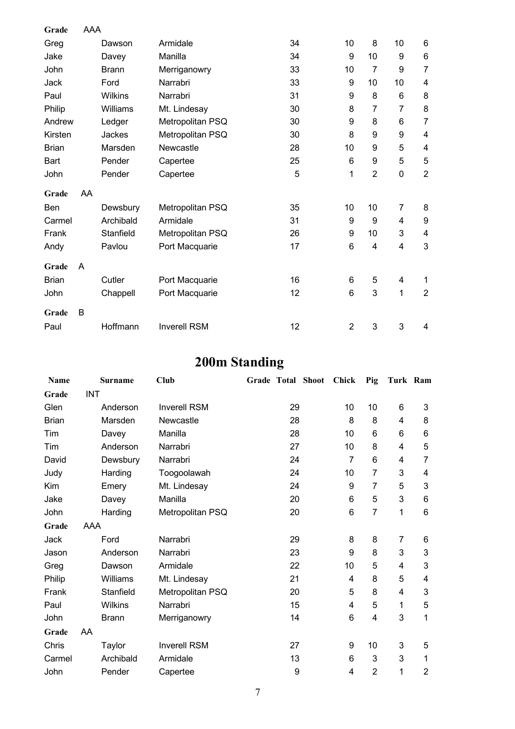| | | | | | | | | | |
|---|---|---|---|---|---|---|---|---|---|
| **Grade** | AAA | | | | | | | | |
| Greg | Dawson | Armidale | | 34 | | 10 | 8 | 10 | 6 |
| Jake | Davey | Manilla | | 34 | | 9 | 10 | 9 | 6 |
| John | Brann | Merriganowry | | 33 | | 10 | 7 | 9 | 7 |
| Jack | Ford | Narrabri | | 33 | | 9 | 10 | 10 | 4 |
| Paul | Wilkins | Narrabri | | 31 | | 9 | 8 | 6 | 8 |
| Philip | Williams | Mt. Lindesay | | 30 | | 8 | 7 | 7 | 8 |
| Andrew | Ledger | Metropolitan PSQ | | 30 | | 9 | 8 | 6 | 7 |
| Kirsten | Jackes | Metropolitan PSQ | | 30 | | 8 | 9 | 9 | 4 |
| Brian | Marsden | Newcastle | | 28 | | 10 | 9 | 5 | 4 |
| Bart | Pender | Capertee | | 25 | | 6 | 9 | 5 | 5 |
| John | Pender | Capertee | | 5 | | 1 | 2 | 0 | 2 |
| **Grade** | AA | | | | | | | | |
| Ben | Dewsbury | Metropolitan PSQ | | 35 | | 10 | 10 | 7 | 8 |
| Carmel | Archibald | Armidale | | 31 | | 9 | 9 | 4 | 9 |
| Frank | Stanfield | Metropolitan PSQ | | 26 | | 9 | 10 | 3 | 4 |
| Andy | Pavlou | Port Macquarie | | 17 | | 6 | 4 | 4 | 3 |
| **Grade** | A | | | | | | | | |
| Brian | Cutler | Port Macquarie | | 16 | | 6 | 5 | 4 | 1 |
| John | Chappell | Port Macquarie | | 12 | | 6 | 3 | 1 | 2 |
| **Grade** | B | | | | | | | | |
| Paul | Hoffmann | Inverell RSM | | 12 | | 2 | 3 | 3 | 4 |

## 200m Standing

| Name | Surname | Club | Grade | Total | Shoot | Chick | Pig | Turk | Ram |
|---|---|---|---|---|---|---|---|---|---|
| **Grade** | INT | | | | | | | | |
| Glen | Anderson | Inverell RSM | | 29 | | 10 | 10 | 6 | 3 |
| Brian | Marsden | Newcastle | | 28 | | 8 | 8 | 4 | 8 |
| Tim | Davey | Manilla | | 28 | | 10 | 6 | 6 | 6 |
| Tim | Anderson | Narrabri | | 27 | | 10 | 8 | 4 | 5 |
| David | Dewsbury | Narrabri | | 24 | | 7 | 6 | 4 | 7 |
| Judy | Harding | Toogoolawah | | 24 | | 10 | 7 | 3 | 4 |
| Kim | Emery | Mt. Lindesay | | 24 | | 9 | 7 | 5 | 3 |
| Jake | Davey | Manilla | | 20 | | 6 | 5 | 3 | 6 |
| John | Harding | Metropolitan PSQ | | 20 | | 6 | 7 | 1 | 6 |
| **Grade** | AAA | | | | | | | | |
| Jack | Ford | Narrabri | | 29 | | 8 | 8 | 7 | 6 |
| Jason | Anderson | Narrabri | | 23 | | 9 | 8 | 3 | 3 |
| Greg | Dawson | Armidale | | 22 | | 10 | 5 | 4 | 3 |
| Philip | Williams | Mt. Lindesay | | 21 | | 4 | 8 | 5 | 4 |
| Frank | Stanfield | Metropolitan PSQ | | 20 | | 5 | 8 | 4 | 3 |
| Paul | Wilkins | Narrabri | | 15 | | 4 | 5 | 1 | 5 |
| John | Brann | Merriganowry | | 14 | | 6 | 4 | 3 | 1 |
| **Grade** | AA | | | | | | | | |
| Chris | Taylor | Inverell RSM | | 27 | | 9 | 10 | 3 | 5 |
| Carmel | Archibald | Armidale | | 13 | | 6 | 3 | 3 | 1 |
| John | Pender | Capertee | | 9 | | 4 | 2 | 1 | 2 |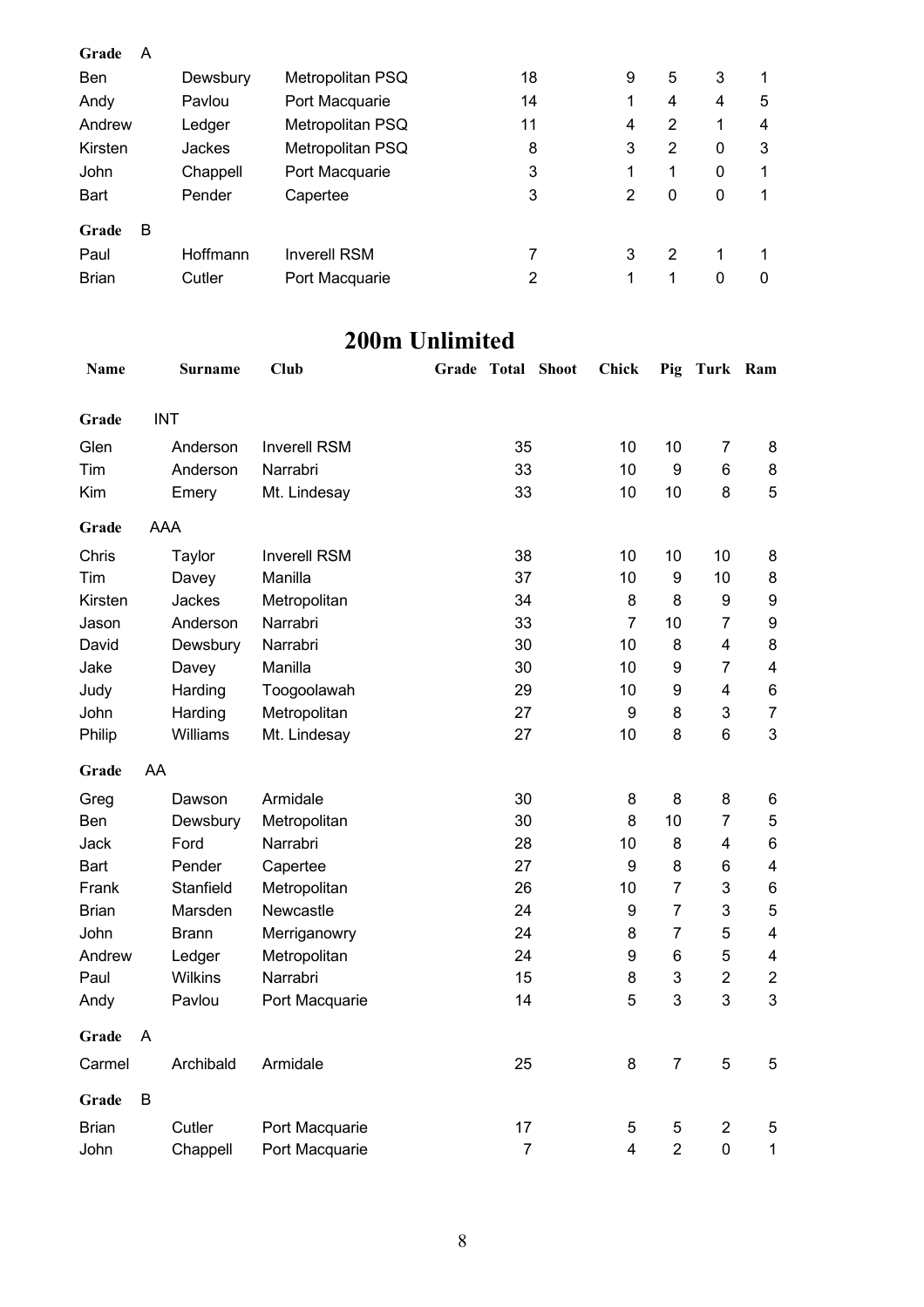| Name | Surname | Club | Grade | Total | Shoot | Chick | Pig | Turk | Ram |
|---|---|---|---|---|---|---|---|---|---|
| **Grade** | A | | | | | | | | |
| Ben | Dewsbury | Metropolitan PSQ | | 18 | | 9 | 5 | 3 | 1 |
| Andy | Pavlou | Port Macquarie | | 14 | | 1 | 4 | 4 | 5 |
| Andrew | Ledger | Metropolitan PSQ | | 11 | | 4 | 2 | 1 | 4 |
| Kirsten | Jackes | Metropolitan PSQ | | 8 | | 3 | 2 | 0 | 3 |
| John | Chappell | Port Macquarie | | 3 | | 1 | 1 | 0 | 1 |
| Bart | Pender | Capertee | | 3 | | 2 | 0 | 0 | 1 |
| **Grade** | B | | | | | | | | |
| Paul | Hoffmann | Inverell RSM | | 7 | | 3 | 2 | 1 | 1 |
| Brian | Cutler | Port Macquarie | | 2 | | 1 | 1 | 0 | 0 |

# 200m Unlimited

| Name | Surname | Club | Grade | Total | Shoot | Chick | Pig | Turk | Ram |
|---|---|---|---|---|---|---|---|---|---|
| **Grade** | INT | | | | | | | | |
| Glen | Anderson | Inverell RSM | | 35 | | 10 | 10 | 7 | 8 |
| Tim | Anderson | Narrabri | | 33 | | 10 | 9 | 6 | 8 |
| Kim | Emery | Mt. Lindesay | | 33 | | 10 | 10 | 8 | 5 |
| **Grade** | AAA | | | | | | | | |
| Chris | Taylor | Inverell RSM | | 38 | | 10 | 10 | 10 | 8 |
| Tim | Davey | Manilla | | 37 | | 10 | 9 | 10 | 8 |
| Kirsten | Jackes | Metropolitan | | 34 | | 8 | 8 | 9 | 9 |
| Jason | Anderson | Narrabri | | 33 | | 7 | 10 | 7 | 9 |
| David | Dewsbury | Narrabri | | 30 | | 10 | 8 | 4 | 8 |
| Jake | Davey | Manilla | | 30 | | 10 | 9 | 7 | 4 |
| Judy | Harding | Toogoolawah | | 29 | | 10 | 9 | 4 | 6 |
| John | Harding | Metropolitan | | 27 | | 9 | 8 | 3 | 7 |
| Philip | Williams | Mt. Lindesay | | 27 | | 10 | 8 | 6 | 3 |
| **Grade** | AA | | | | | | | | |
| Greg | Dawson | Armidale | | 30 | | 8 | 8 | 8 | 6 |
| Ben | Dewsbury | Metropolitan | | 30 | | 8 | 10 | 7 | 5 |
| Jack | Ford | Narrabri | | 28 | | 10 | 8 | 4 | 6 |
| Bart | Pender | Capertee | | 27 | | 9 | 8 | 6 | 4 |
| Frank | Stanfield | Metropolitan | | 26 | | 10 | 7 | 3 | 6 |
| Brian | Marsden | Newcastle | | 24 | | 9 | 7 | 3 | 5 |
| John | Brann | Merriganowry | | 24 | | 8 | 7 | 5 | 4 |
| Andrew | Ledger | Metropolitan | | 24 | | 9 | 6 | 5 | 4 |
| Paul | Wilkins | Narrabri | | 15 | | 8 | 3 | 2 | 2 |
| Andy | Pavlou | Port Macquarie | | 14 | | 5 | 3 | 3 | 3 |
| **Grade** | A | | | | | | | | |
| Carmel | Archibald | Armidale | | 25 | | 8 | 7 | 5 | 5 |
| **Grade** | B | | | | | | | | |
| Brian | Cutler | Port Macquarie | | 17 | | 5 | 5 | 2 | 5 |
| John | Chappell | Port Macquarie | | 7 | | 4 | 2 | 0 | 1 |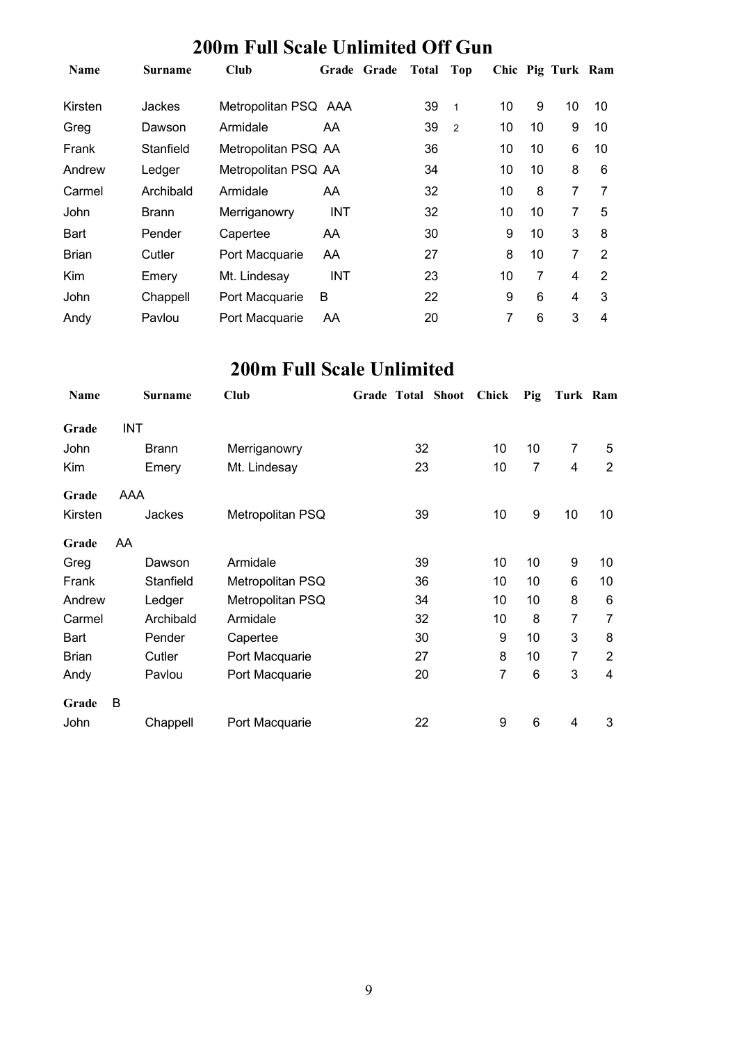## 200m Full Scale Unlimited Off Gun

| Name | Surname | Club | Grade | Grade | Total | Top | Chic | Pig | Turk | Ram |
|---|---|---|---|---|---|---|---|---|---|---|
| Kirsten | Jackes | Metropolitan PSQ | AAA | | 39 | 1 | 10 | 9 | 10 | 10 |
| Greg | Dawson | Armidale | AA | | 39 | 2 | 10 | 10 | 9 | 10 |
| Frank | Stanfield | Metropolitan PSQ | AA | | 36 | | 10 | 10 | 6 | 10 |
| Andrew | Ledger | Metropolitan PSQ | AA | | 34 | | 10 | 10 | 8 | 6 |
| Carmel | Archibald | Armidale | AA | | 32 | | 10 | 8 | 7 | 7 |
| John | Brann | Merriganowry | INT | | 32 | | 10 | 10 | 7 | 5 |
| Bart | Pender | Capertee | AA | | 30 | | 9 | 10 | 3 | 8 |
| Brian | Cutler | Port Macquarie | AA | | 27 | | 8 | 10 | 7 | 2 |
| Kim | Emery | Mt. Lindesay | INT | | 23 | | 10 | 7 | 4 | 2 |
| John | Chappell | Port Macquarie | B | | 22 | | 9 | 6 | 4 | 3 |
| Andy | Pavlou | Port Macquarie | AA | | 20 | | 7 | 6 | 3 | 4 |

## 200m Full Scale Unlimited

| Name | Surname | Club | Grade | Total | Shoot | Chick | Pig | Turk | Ram |
|---|---|---|---|---|---|---|---|---|---|
| **Grade** INT | | | | | | | | | |
| John | Brann | Merriganowry | | 32 | | 10 | 10 | 7 | 5 |
| Kim | Emery | Mt. Lindesay | | 23 | | 10 | 7 | 4 | 2 |
| **Grade** AAA | | | | | | | | | |
| Kirsten | Jackes | Metropolitan PSQ | | 39 | | 10 | 9 | 10 | 10 |
| **Grade** AA | | | | | | | | | |
| Greg | Dawson | Armidale | | 39 | | 10 | 10 | 9 | 10 |
| Frank | Stanfield | Metropolitan PSQ | | 36 | | 10 | 10 | 6 | 10 |
| Andrew | Ledger | Metropolitan PSQ | | 34 | | 10 | 10 | 8 | 6 |
| Carmel | Archibald | Armidale | | 32 | | 10 | 8 | 7 | 7 |
| Bart | Pender | Capertee | | 30 | | 9 | 10 | 3 | 8 |
| Brian | Cutler | Port Macquarie | | 27 | | 8 | 10 | 7 | 2 |
| Andy | Pavlou | Port Macquarie | | 20 | | 7 | 6 | 3 | 4 |
| **Grade** B | | | | | | | | | |
| John | Chappell | Port Macquarie | | 22 | | 9 | 6 | 4 | 3 |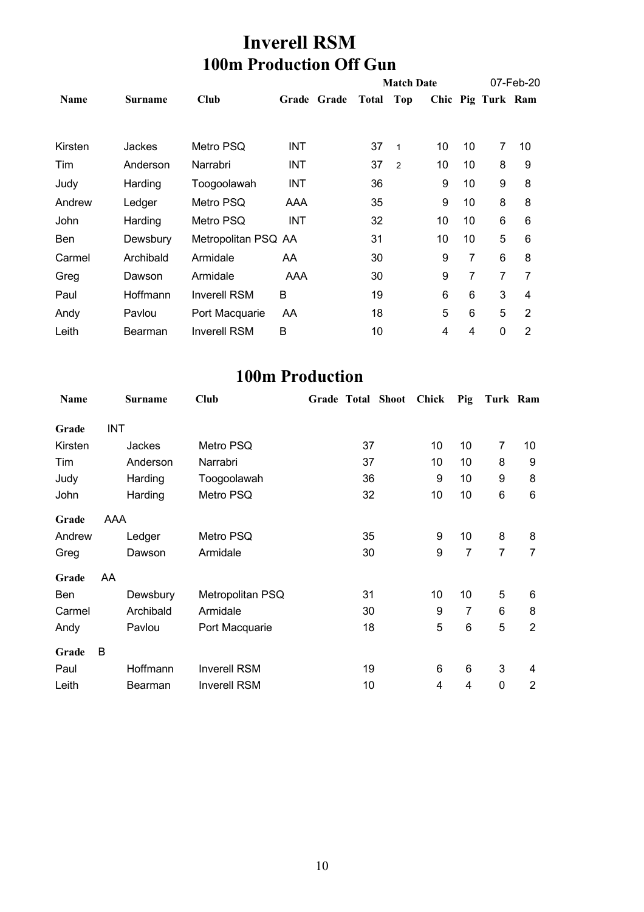# Inverell RSM

## 100m Production Off Gun

Match Date 07-Feb-20

| Name | Surname | Club | Grade | Grade | Total | Top | Chic | Pig | Turk | Ram |
|---|---|---|---|---|---|---|---|---|---|---|
| Kirsten | Jackes | Metro PSQ | INT | | 37 | 1 | 10 | 10 | 7 | 10 |
| Tim | Anderson | Narrabri | INT | | 37 | 2 | 10 | 10 | 8 | 9 |
| Judy | Harding | Toogoolawah | INT | | 36 | | 9 | 10 | 9 | 8 |
| Andrew | Ledger | Metro PSQ | AAA | | 35 | | 9 | 10 | 8 | 8 |
| John | Harding | Metro PSQ | INT | | 32 | | 10 | 10 | 6 | 6 |
| Ben | Dewsbury | Metropolitan PSQ | AA | | 31 | | 10 | 10 | 5 | 6 |
| Carmel | Archibald | Armidale | AA | | 30 | | 9 | 7 | 6 | 8 |
| Greg | Dawson | Armidale | AAA | | 30 | | 9 | 7 | 7 | 7 |
| Paul | Hoffmann | Inverell RSM | B | | 19 | | 6 | 6 | 3 | 4 |
| Andy | Pavlou | Port Macquarie | AA | | 18 | | 5 | 6 | 5 | 2 |
| Leith | Bearman | Inverell RSM | B | | 10 | | 4 | 4 | 0 | 2 |

## 100m Production

| Name | Surname | Club | Grade | Total | Shoot | Chick | Pig | Turk | Ram |
|---|---|---|---|---|---|---|---|---|---|
| **Grade** | INT | | | | | | | | |
| Kirsten | Jackes | Metro PSQ | | 37 | | 10 | 10 | 7 | 10 |
| Tim | Anderson | Narrabri | | 37 | | 10 | 10 | 8 | 9 |
| Judy | Harding | Toogoolawah | | 36 | | 9 | 10 | 9 | 8 |
| John | Harding | Metro PSQ | | 32 | | 10 | 10 | 6 | 6 |
| **Grade** | AAA | | | | | | | | |
| Andrew | Ledger | Metro PSQ | | 35 | | 9 | 10 | 8 | 8 |
| Greg | Dawson | Armidale | | 30 | | 9 | 7 | 7 | 7 |
| **Grade** | AA | | | | | | | | |
| Ben | Dewsbury | Metropolitan PSQ | | 31 | | 10 | 10 | 5 | 6 |
| Carmel | Archibald | Armidale | | 30 | | 9 | 7 | 6 | 8 |
| Andy | Pavlou | Port Macquarie | | 18 | | 5 | 6 | 5 | 2 |
| **Grade** | B | | | | | | | | |
| Paul | Hoffmann | Inverell RSM | | 19 | | 6 | 6 | 3 | 4 |
| Leith | Bearman | Inverell RSM | | 10 | | 4 | 4 | 0 | 2 |